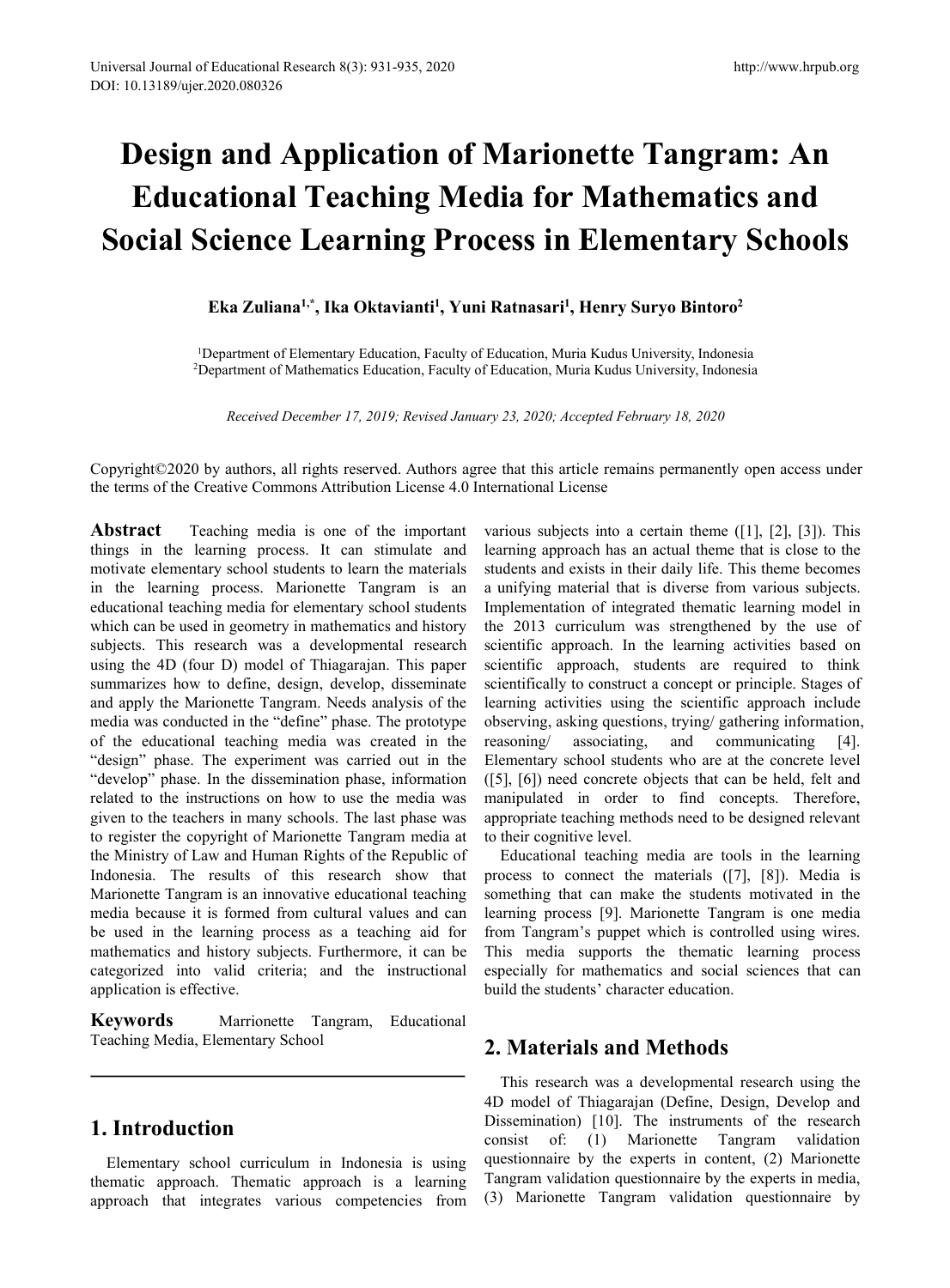# Design and Application of Marionette Tangram: An Educational Teaching Media for Mathematics and Social Science Learning Process in Elementary Schools

**Eka Zuliana[1,*], Ika Oktavianti[1], Yuni Ratnasari[1], Henry Suryo Bintoro[2]**

[1]Department of Elementary Education, Faculty of Education, Muria Kudus University, Indonesia
[2]Department of Mathematics Education, Faculty of Education, Muria Kudus University, Indonesia

*Received December 17, 2019; Revised January 23, 2020; Accepted February 18, 2020*

Copyright©2020 by authors, all rights reserved. Authors agree that this article remains permanently open access under the terms of the Creative Commons Attribution License 4.0 International License

**Abstract** Teaching media is one of the important things in the learning process. It can stimulate and motivate elementary school students to learn the materials in the learning process. Marionette Tangram is an educational teaching media for elementary school students which can be used in geometry in mathematics and history subjects. This research was a developmental research using the 4D (four D) model of Thiagarajan. This paper summarizes how to define, design, develop, disseminate and apply the Marionette Tangram. Needs analysis of the media was conducted in the "define" phase. The prototype of the educational teaching media was created in the "design" phase. The experiment was carried out in the "develop" phase. In the dissemination phase, information related to the instructions on how to use the media was given to the teachers in many schools. The last phase was to register the copyright of Marionette Tangram media at the Ministry of Law and Human Rights of the Republic of Indonesia. The results of this research show that Marionette Tangram is an innovative educational teaching media because it is formed from cultural values and can be used in the learning process as a teaching aid for mathematics and history subjects. Furthermore, it can be categorized into valid criteria; and the instructional application is effective.

**Keywords** Marrionette Tangram, Educational Teaching Media, Elementary School

## 1. Introduction

Elementary school curriculum in Indonesia is using thematic approach. Thematic approach is a learning approach that integrates various competencies from various subjects into a certain theme ([1], [2], [3]). This learning approach has an actual theme that is close to the students and exists in their daily life. This theme becomes a unifying material that is diverse from various subjects. Implementation of integrated thematic learning model in the 2013 curriculum was strengthened by the use of scientific approach. In the learning activities based on scientific approach, students are required to think scientifically to construct a concept or principle. Stages of learning activities using the scientific approach include observing, asking questions, trying/ gathering information, reasoning/ associating, and communicating [4]. Elementary school students who are at the concrete level ([5], [6]) need concrete objects that can be held, felt and manipulated in order to find concepts. Therefore, appropriate teaching methods need to be designed relevant to their cognitive level.

Educational teaching media are tools in the learning process to connect the materials ([7], [8]). Media is something that can make the students motivated in the learning process [9]. Marionette Tangram is one media from Tangram's puppet which is controlled using wires. This media supports the thematic learning process especially for mathematics and social sciences that can build the students' character education.

## 2. Materials and Methods

This research was a developmental research using the 4D model of Thiagarajan (Define, Design, Develop and Dissemination) [10]. The instruments of the research consist of: (1) Marionette Tangram validation questionnaire by the experts in content, (2) Marionette Tangram validation questionnaire by the experts in media, (3) Marionette Tangram validation questionnaire by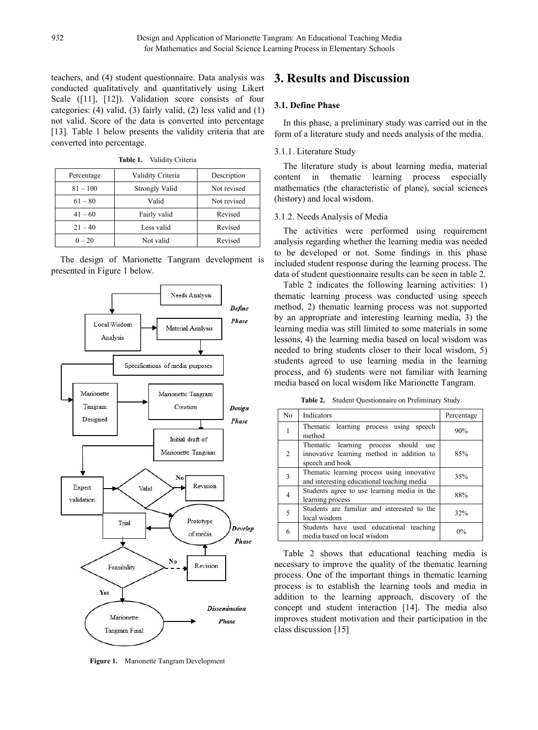teachers, and (4) student questionnaire. Data analysis was conducted qualitatively and quantitatively using Likert Scale ([11], [12]). Validation score consists of four categories: (4) valid, (3) fairly valid, (2) less valid and (1) not valid. Score of the data is converted into percentage [13]. Table 1 below presents the validity criteria that are converted into percentage.

**Table 1.** Validity Criteria

| Percentage | Validity Criteria | Description |
|---|---|---|
| 81 – 100 | Strongly Valid | Not revised |
| 61 – 80 | Valid | Not revised |
| 41 – 60 | Fairly valid | Revised |
| 21 – 40 | Less valid | Revised |
| 0 – 20 | Not valid | Revised |

The design of Marionette Tangram development is presented in Figure 1 below.

**Figure 1.** Marionette Tangram Development

# 3. Results and Discussion

## 3.1. Define Phase

In this phase, a preliminary study was carried out in the form of a literature study and needs analysis of the media.

### 3.1.1. Literature Study

The literature study is about learning media, material content in thematic learning process especially mathematics (the characteristic of plane), social sciences (history) and local wisdom.

### 3.1.2. Needs Analysis of Media

The activities were performed using requirement analysis regarding whether the learning media was needed to be developed or not. Some findings in this phase included student response during the learning process. The data of student questionnaire results can be seen in table 2.

Table 2 indicates the following learning activities: 1) thematic learning process was conducted using speech method, 2) thematic learning process was not supported by an appropriate and interesting learning media, 3) the learning media was still limited to some materials in some lessons, 4) the learning media based on local wisdom was needed to bring students closer to their local wisdom, 5) students agreed to use learning media in the learning process, and 6) students were not familiar with learning media based on local wisdom like Marionette Tangram.

**Table 2.** Student Questionnaire on Preliminary Study

| No | Indicators | Percentage |
|---|---|---|
| 1 | Thematic learning process using speech method | 90% |
| 2 | Thematic learning process should use innovative learning method in addition to speech and book | 85% |
| 3 | Thematic learning process using innovative and interesting educational teaching media | 35% |
| 4 | Students agree to use learning media in the learning process | 88% |
| 5 | Students are familiar and interested to the local wisdom | 32% |
| 6 | Students have used educational teaching media based on local wisdom | 0% |

Table 2 shows that educational teaching media is necessary to improve the quality of the thematic learning process. One of the important things in thematic learning process is to establish the learning tools and media in addition to the learning approach, discovery of the concept and student interaction [14]. The media also improves student motivation and their participation in the class discussion [15]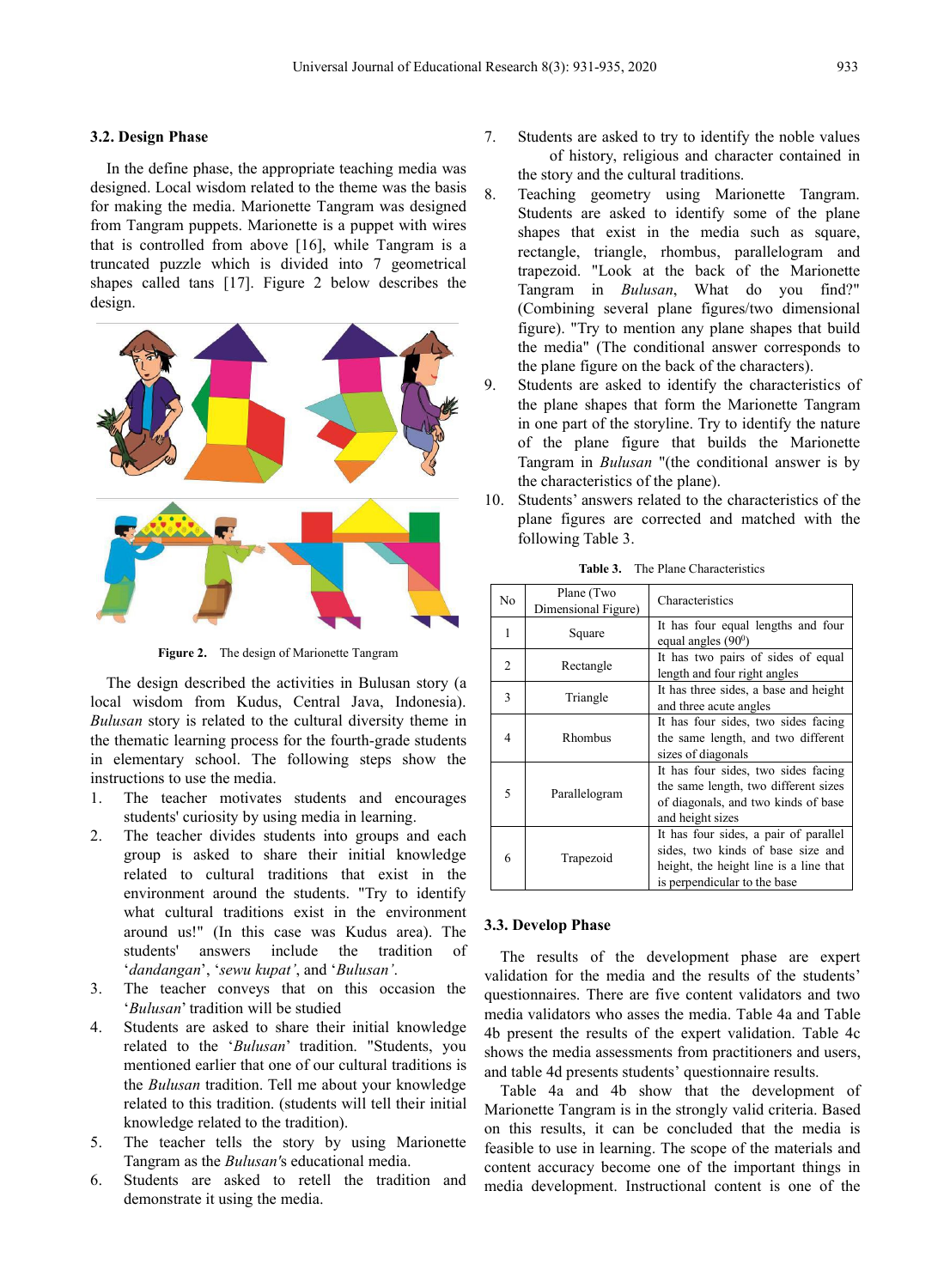### 3.2. Design Phase

In the define phase, the appropriate teaching media was designed. Local wisdom related to the theme was the basis for making the media. Marionette Tangram was designed from Tangram puppets. Marionette is a puppet with wires that is controlled from above [16], while Tangram is a truncated puzzle which is divided into 7 geometrical shapes called tans [17]. Figure 2 below describes the design.

**Figure 2.** The design of Marionette Tangram

The design described the activities in Bulusan story (a local wisdom from Kudus, Central Java, Indonesia). *Bulusan* story is related to the cultural diversity theme in the thematic learning process for the fourth-grade students in elementary school. The following steps show the instructions to use the media.

1. The teacher motivates students and encourages students' curiosity by using media in learning.
2. The teacher divides students into groups and each group is asked to share their initial knowledge related to cultural traditions that exist in the environment around the students. "Try to identify what cultural traditions exist in the environment around us!" (In this case was Kudus area). The students' answers include the tradition of '*dandangan*', '*sewu kupat'*, and '*Bulusan'*.
3. The teacher conveys that on this occasion the '*Bulusan*' tradition will be studied
4. Students are asked to share their initial knowledge related to the '*Bulusan*' tradition. "Students, you mentioned earlier that one of our cultural traditions is the *Bulusan* tradition. Tell me about your knowledge related to this tradition. (students will tell their initial knowledge related to the tradition).
5. The teacher tells the story by using Marionette Tangram as the *Bulusan's* educational media.
6. Students are asked to retell the tradition and demonstrate it using the media.
7. Students are asked to try to identify the noble values of history, religious and character contained in the story and the cultural traditions.
8. Teaching geometry using Marionette Tangram. Students are asked to identify some of the plane shapes that exist in the media such as square, rectangle, triangle, rhombus, parallelogram and trapezoid. "Look at the back of the Marionette Tangram in *Bulusan*, What do you find?" (Combining several plane figures/two dimensional figure). "Try to mention any plane shapes that build the media" (The conditional answer corresponds to the plane figure on the back of the characters).
9. Students are asked to identify the characteristics of the plane shapes that form the Marionette Tangram in one part of the storyline. Try to identify the nature of the plane figure that builds the Marionette Tangram in *Bulusan* "(the conditional answer is by the characteristics of the plane).
10. Students' answers related to the characteristics of the plane figures are corrected and matched with the following Table 3.

**Table 3.** The Plane Characteristics

| No | Plane (Two Dimensional Figure) | Characteristics |
|---|---|---|
| 1 | Square | It has four equal lengths and four equal angles ($90^0$) |
| 2 | Rectangle | It has two pairs of sides of equal length and four right angles |
| 3 | Triangle | It has three sides, a base and height and three acute angles |
| 4 | Rhombus | It has four sides, two sides facing the same length, and two different sizes of diagonals |
| 5 | Parallelogram | It has four sides, two sides facing the same length, two different sizes of diagonals, and two kinds of base and height sizes |
| 6 | Trapezoid | It has four sides, a pair of parallel sides, two kinds of base size and height, the height line is a line that is perpendicular to the base |

### 3.3. Develop Phase

The results of the development phase are expert validation for the media and the results of the students' questionnaires. There are five content validators and two media validators who asses the media. Table 4a and Table 4b present the results of the expert validation. Table 4c shows the media assessments from practitioners and users, and table 4d presents students' questionnaire results.

Table 4a and 4b show that the development of Marionette Tangram is in the strongly valid criteria. Based on this results, it can be concluded that the media is feasible to use in learning. The scope of the materials and content accuracy become one of the important things in media development. Instructional content is one of the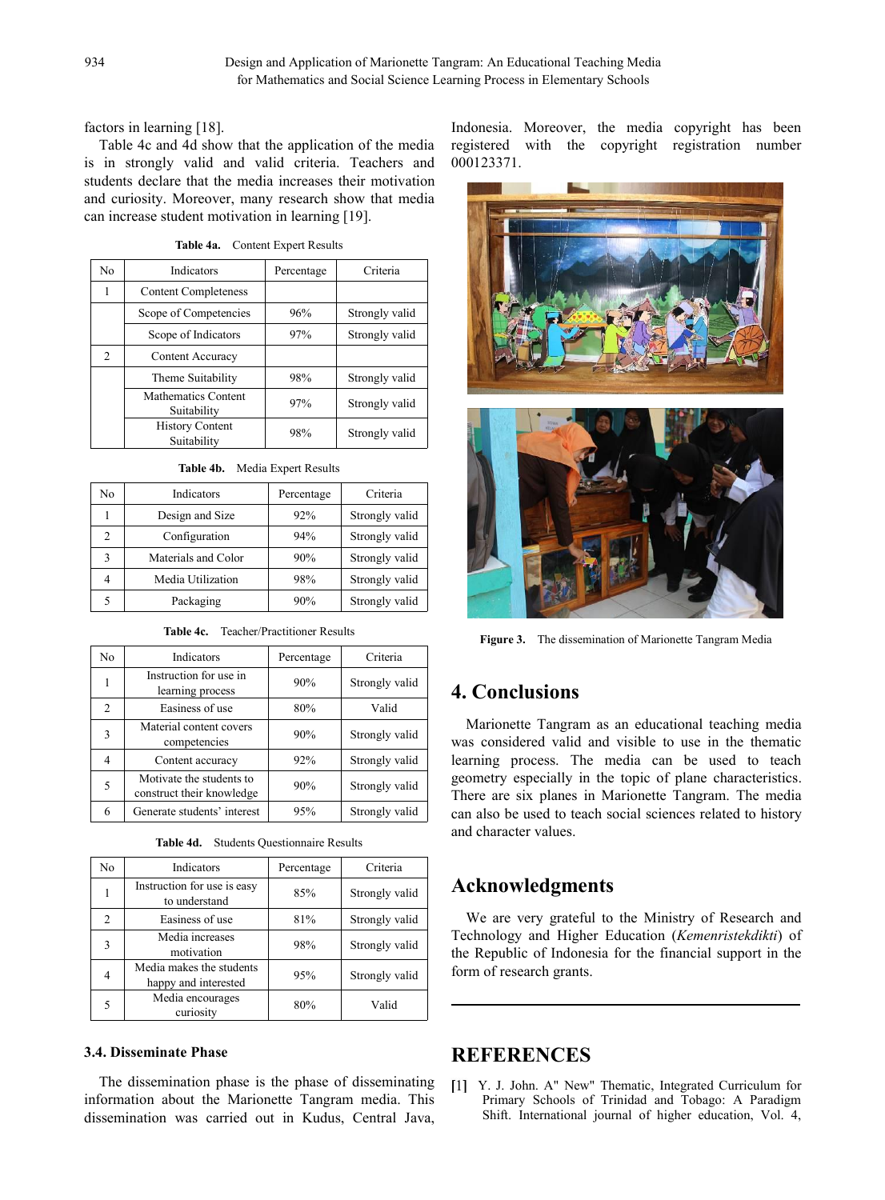factors in learning [18].

Table 4c and 4d show that the application of the media is in strongly valid and valid criteria. Teachers and students declare that the media increases their motivation and curiosity. Moreover, many research show that media can increase student motivation in learning [19].

**Table 4a.** Content Expert Results

| No | Indicators | Percentage | Criteria |
|---|---|---|---|
| 1 | Content Completeness | | |
| | Scope of Competencies | 96% | Strongly valid |
| | Scope of Indicators | 97% | Strongly valid |
| 2 | Content Accuracy | | |
| | Theme Suitability | 98% | Strongly valid |
| | Mathematics Content Suitability | 97% | Strongly valid |
| | History Content Suitability | 98% | Strongly valid |

**Table 4b.** Media Expert Results

| No | Indicators | Percentage | Criteria |
|---|---|---|---|
| 1 | Design and Size | 92% | Strongly valid |
| 2 | Configuration | 94% | Strongly valid |
| 3 | Materials and Color | 90% | Strongly valid |
| 4 | Media Utilization | 98% | Strongly valid |
| 5 | Packaging | 90% | Strongly valid |

**Table 4c.** Teacher/Practitioner Results

| No | Indicators | Percentage | Criteria |
|---|---|---|---|
| 1 | Instruction for use in learning process | 90% | Strongly valid |
| 2 | Easiness of use | 80% | Valid |
| 3 | Material content covers competencies | 90% | Strongly valid |
| 4 | Content accuracy | 92% | Strongly valid |
| 5 | Motivate the students to construct their knowledge | 90% | Strongly valid |
| 6 | Generate students' interest | 95% | Strongly valid |

**Table 4d.** Students Questionnaire Results

| No | Indicators | Percentage | Criteria |
|---|---|---|---|
| 1 | Instruction for use is easy to understand | 85% | Strongly valid |
| 2 | Easiness of use | 81% | Strongly valid |
| 3 | Media increases motivation | 98% | Strongly valid |
| 4 | Media makes the students happy and interested | 95% | Strongly valid |
| 5 | Media encourages curiosity | 80% | Valid |

### 3.4. Disseminate Phase

The dissemination phase is the phase of disseminating information about the Marionette Tangram media. This dissemination was carried out in Kudus, Central Java, Indonesia. Moreover, the media copyright has been registered with the copyright registration number 000123371.

**Figure 3.** The dissemination of Marionette Tangram Media

## 4. Conclusions

Marionette Tangram as an educational teaching media was considered valid and visible to use in the thematic learning process. The media can be used to teach geometry especially in the topic of plane characteristics. There are six planes in Marionette Tangram. The media can also be used to teach social sciences related to history and character values.

## Acknowledgments

We are very grateful to the Ministry of Research and Technology and Higher Education (*Kemenristekdikti*) of the Republic of Indonesia for the financial support in the form of research grants.

## REFERENCES

[1] Y. J. John. A" New" Thematic, Integrated Curriculum for Primary Schools of Trinidad and Tobago: A Paradigm Shift. International journal of higher education, Vol. 4,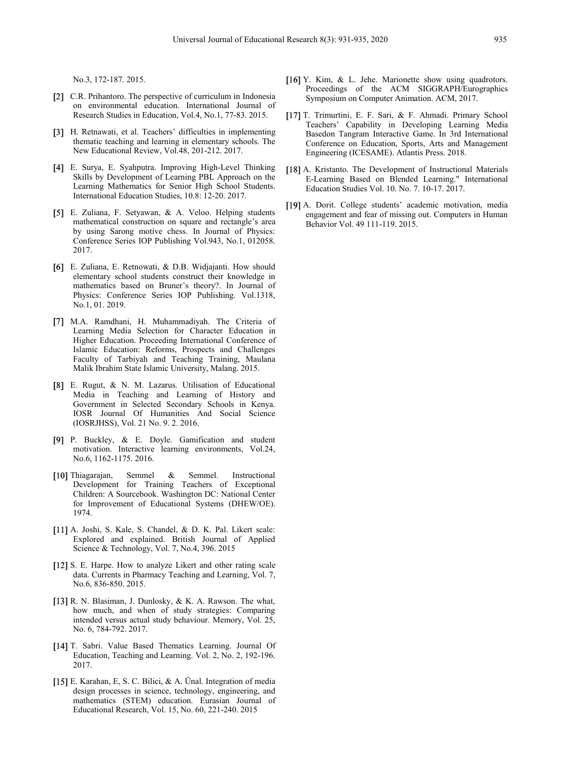No.3, 172-187. 2015.

[2] C.R. Prihantoro. The perspective of curriculum in Indonesia on environmental education. International Journal of Research Studies in Education, Vol.4, No.1, 77-83. 2015.

[3] H. Retnawati, et al. Teachers' difficulties in implementing thematic teaching and learning in elementary schools. The New Educational Review, Vol.48, 201-212. 2017.

[4] E. Surya, E. Syahputra. Improving High-Level Thinking Skills by Development of Learning PBL Approach on the Learning Mathematics for Senior High School Students. International Education Studies, 10.8: 12-20. 2017.

[5] E. Zuliana, F. Setyawan, & A. Veloo. Helping students mathematical construction on square and rectangle's area by using Sarong motive chess. In Journal of Physics: Conference Series IOP Publishing Vol.943, No.1, 012058. 2017.

[6] E. Zuliana, E. Retnowati, & D.B. Widjajanti. How should elementary school students construct their knowledge in mathematics based on Bruner's theory?. In Journal of Physics: Conference Series IOP Publishing. Vol.1318, No.1, 01. 2019.

[7] M.A. Ramdhani, H. Muhammadiyah. The Criteria of Learning Media Selection for Character Education in Higher Education. Proceeding International Conference of Islamic Education: Reforms, Prospects and Challenges Faculty of Tarbiyah and Teaching Training, Maulana Malik Ibrahim State Islamic University, Malang. 2015.

[8] E. Rugut, & N. M. Lazarus. Utilisation of Educational Media in Teaching and Learning of History and Government in Selected Secondary Schools in Kenya. IOSR Journal Of Humanities And Social Science (IOSRJHSS), Vol. 21 No. 9. 2. 2016.

[9] P. Buckley, & E. Doyle. Gamification and student motivation. Interactive learning environments, Vol.24, No.6, 1162-1175. 2016.

[10] Thiagarajan, Semmel & Semmel. Instructional Development for Training Teachers of Exceptional Children: A Sourcebook. Washington DC: National Center for Improvement of Educational Systems (DHEW/OE). 1974.

[11] A. Joshi, S. Kale, S. Chandel, & D. K. Pal. Likert scale: Explored and explained. British Journal of Applied Science & Technology, Vol. 7, No.4, 396. 2015

[12] S. E. Harpe. How to analyze Likert and other rating scale data. Currents in Pharmacy Teaching and Learning, Vol. 7, No.6, 836-850. 2015.

[13] R. N. Blasiman, J. Dunlosky, & K. A. Rawson. The what, how much, and when of study strategies: Comparing intended versus actual study behaviour. Memory, Vol. 25, No. 6, 784-792. 2017.

[14] T. Sabri. Value Based Thematics Learning. Journal Of Education, Teaching and Learning. Vol. 2, No. 2, 192-196. 2017.

[15] E. Karahan, E, S. C. Bilici, & A. Ünal. Integration of media design processes in science, technology, engineering, and mathematics (STEM) education. Eurasian Journal of Educational Research, Vol. 15, No. 60, 221-240. 2015

[16] Y. Kim, & L. Jehe. Marionette show using quadrotors. Proceedings of the ACM SIGGRAPH/Eurographics Symposium on Computer Animation. ACM, 2017.

[17] T. Trimurtini, E. F. Sari, & F. Ahmadi. Primary School Teachers' Capability in Developing Learning Media Basedon Tangram Interactive Game. In 3rd International Conference on Education, Sports, Arts and Management Engineering (ICESAME). Atlantis Press. 2018.

[18] A. Kristanto. The Development of Instructional Materials E-Learning Based on Blended Learning." International Education Studies Vol. 10. No. 7. 10-17. 2017.

[19] A. Dorit. College students' academic motivation, media engagement and fear of missing out. Computers in Human Behavior Vol. 49 111-119. 2015.